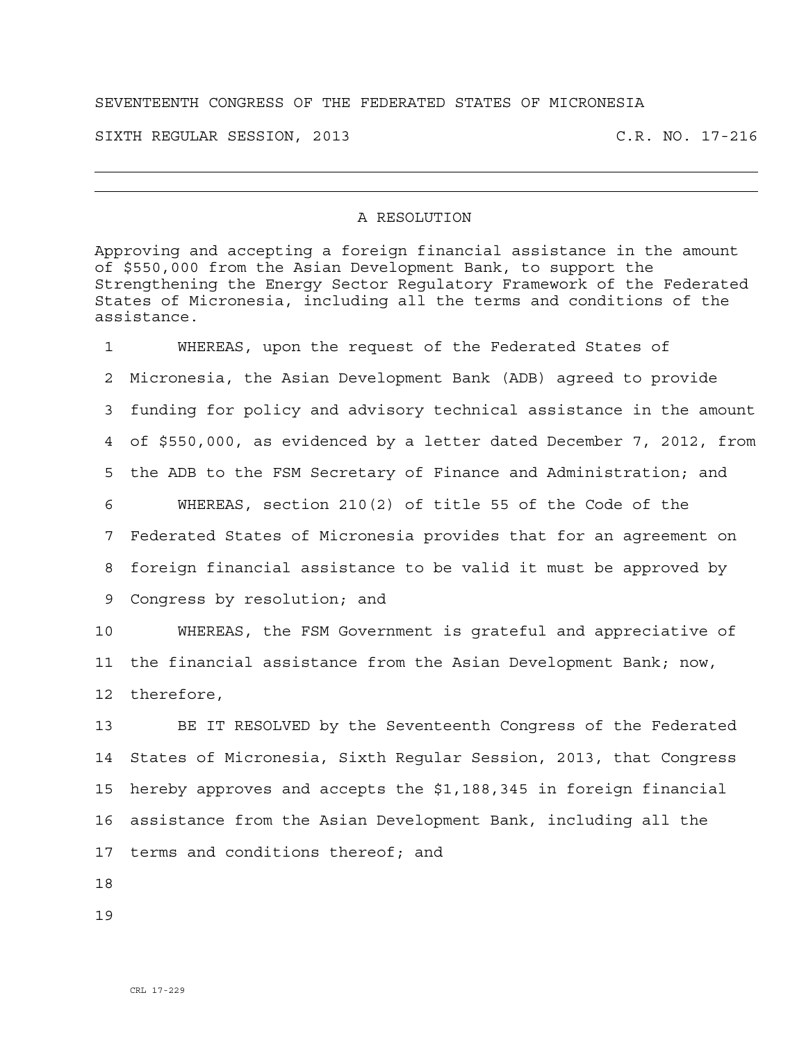SEVENTEENTH CONGRESS OF THE FEDERATED STATES OF MICRONESIA

SIXTH REGULAR SESSION, 2013 C.R. NO. 17-216

---

## A RESOLUTION

Approving and accepting a foreign financial assistance in the amount of $550,000 from the Asian Development Bank, to support the Strengthening the Energy Sector Regulatory Framework of the Federated States of Micronesia, including all the terms and conditions of the assistance.

1 WHEREAS, upon the request of the Federated States of
2 Micronesia, the Asian Development Bank (ADB) agreed to provide
3 funding for policy and advisory technical assistance in the amount
4 of $550,000, as evidenced by a letter dated December 7, 2012, from
5 the ADB to the FSM Secretary of Finance and Administration; and
6 WHEREAS, section 210(2) of title 55 of the Code of the
7 Federated States of Micronesia provides that for an agreement on
8 foreign financial assistance to be valid it must be approved by
9 Congress by resolution; and
10 WHEREAS, the FSM Government is grateful and appreciative of
11 the financial assistance from the Asian Development Bank; now,
12 therefore,
13 BE IT RESOLVED by the Seventeenth Congress of the Federated
14 States of Micronesia, Sixth Regular Session, 2013, that Congress
15 hereby approves and accepts the $1,188,345 in foreign financial
16 assistance from the Asian Development Bank, including all the
17 terms and conditions thereof; and
18
19

CRL 17-229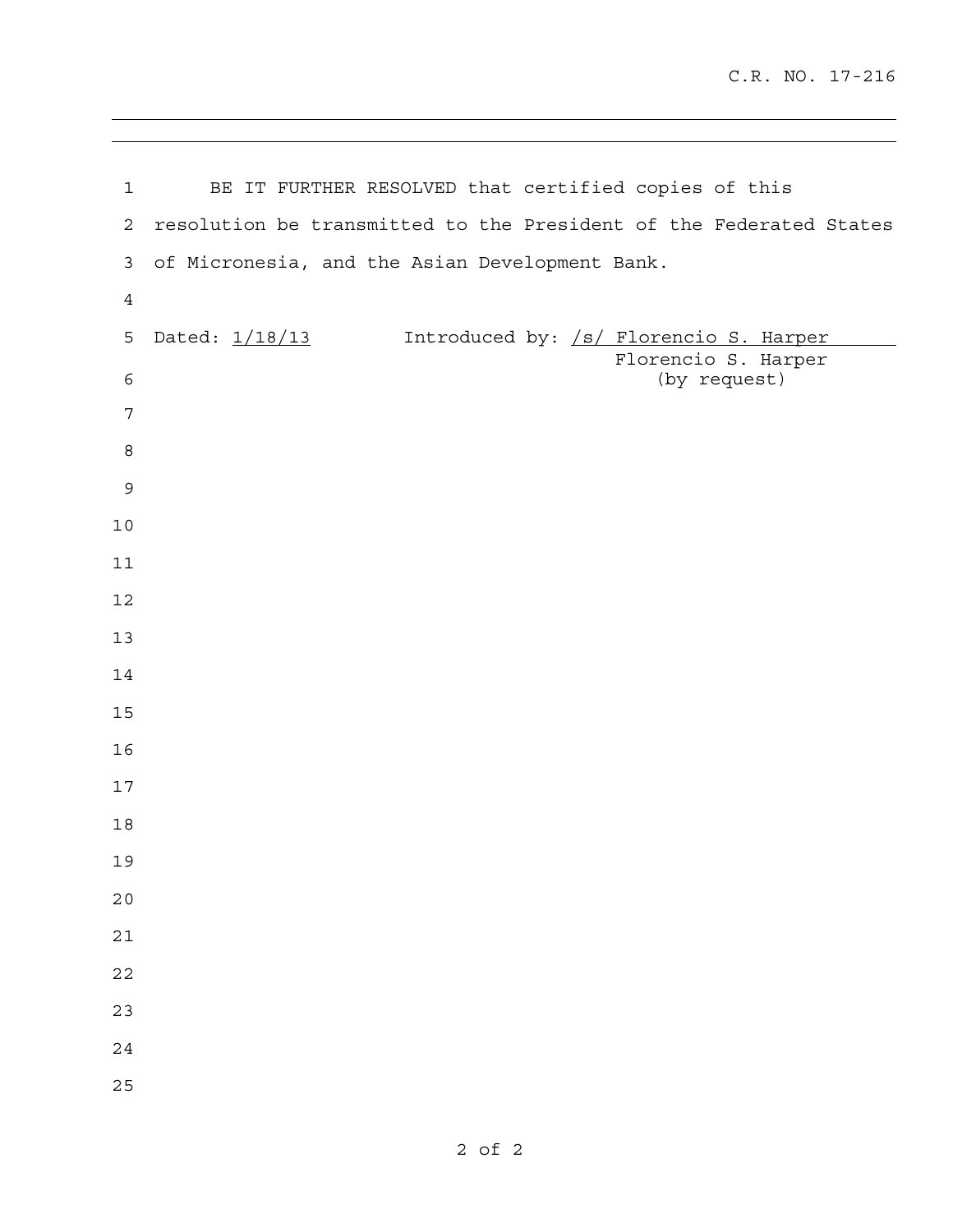BE IT FURTHER RESOLVED that certified copies of this resolution be transmitted to the President of the Federated States of Micronesia, and the Asian Development Bank.

Dated: 1/18/13

Introduced by: /s/ Florencio S. Harper

Florencio S. Harper
(by request)